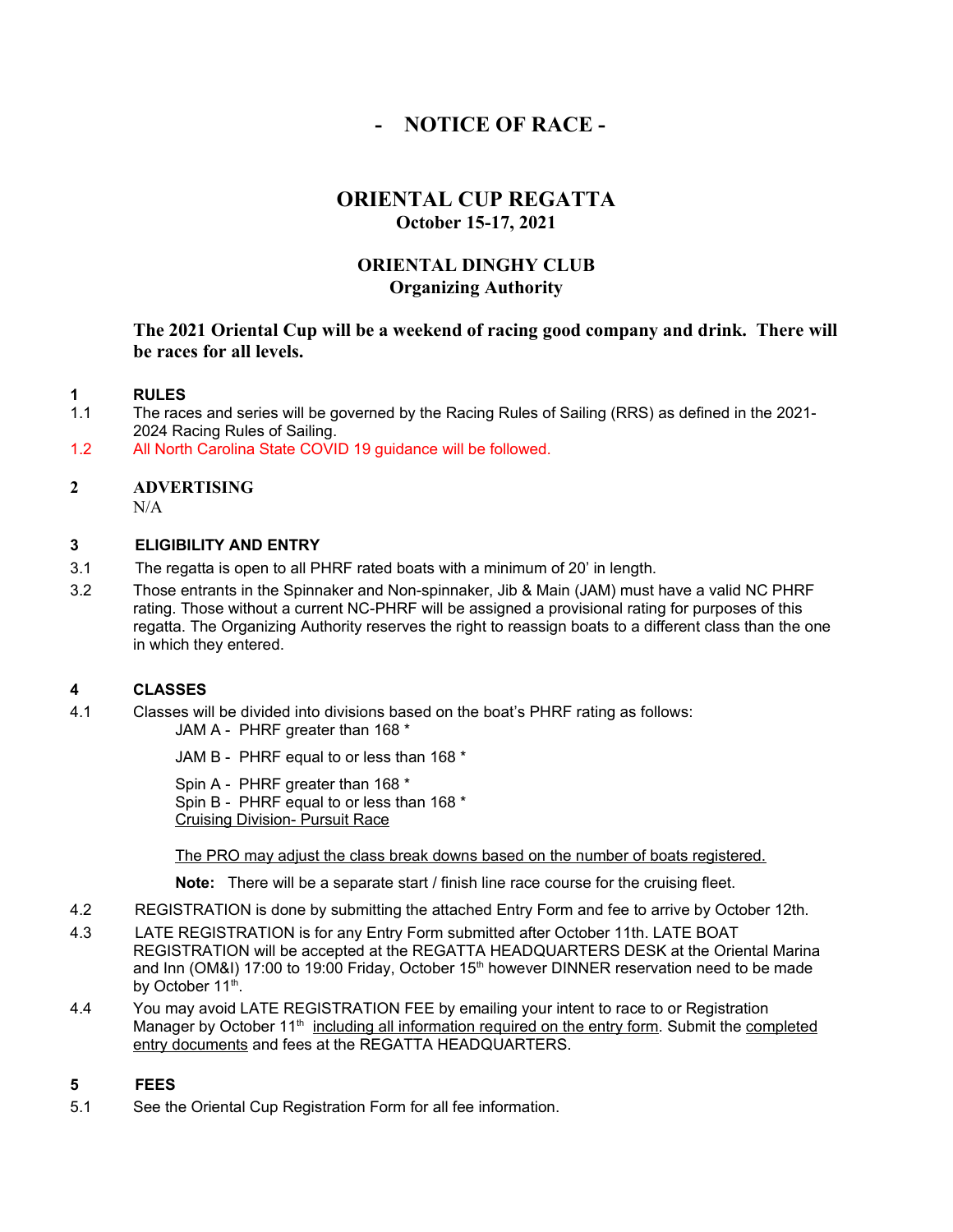# - NOTICE OF RACE -

## ORIENTAL CUP REGATTA
**October 15-17, 2021**

## ORIENTAL DINGHY CLUB
**Organizing Authority**

**The 2021 Oriental Cup will be a weekend of racing good company and drink. There will be races for all levels.**

### 1 RULES

1.1 The races and series will be governed by the Racing Rules of Sailing (RRS) as defined in the 2021-2024 Racing Rules of Sailing.

1.2 All North Carolina State COVID 19 guidance will be followed.

### 2 ADVERTISING

N/A

### 3 ELIGIBILITY AND ENTRY

3.1 The regatta is open to all PHRF rated boats with a minimum of 20' in length.

3.2 Those entrants in the Spinnaker and Non-spinnaker, Jib & Main (JAM) must have a valid NC PHRF rating. Those without a current NC-PHRF will be assigned a provisional rating for purposes of this regatta. The Organizing Authority reserves the right to reassign boats to a different class than the one in which they entered.

### 4 CLASSES

4.1 Classes will be divided into divisions based on the boat's PHRF rating as follows:

JAM A - PHRF greater than 168 *

JAM B - PHRF equal to or less than 168 *

Spin A - PHRF greater than 168 *
Spin B - PHRF equal to or less than 168 *
Cruising Division- Pursuit Race

The PRO may adjust the class break downs based on the number of boats registered.

**Note:** There will be a separate start / finish line race course for the cruising fleet.

4.2 REGISTRATION is done by submitting the attached Entry Form and fee to arrive by October 12th.

4.3 LATE REGISTRATION is for any Entry Form submitted after October 11th. LATE BOAT REGISTRATION will be accepted at the REGATTA HEADQUARTERS DESK at the Oriental Marina and Inn (OM&I) 17:00 to 19:00 Friday, October 15th however DINNER reservation need to be made by October 11th.

4.4 You may avoid LATE REGISTRATION FEE by emailing your intent to race to or Registration Manager by October 11th including all information required on the entry form. Submit the completed entry documents and fees at the REGATTA HEADQUARTERS.

### 5 FEES

5.1 See the Oriental Cup Registration Form for all fee information.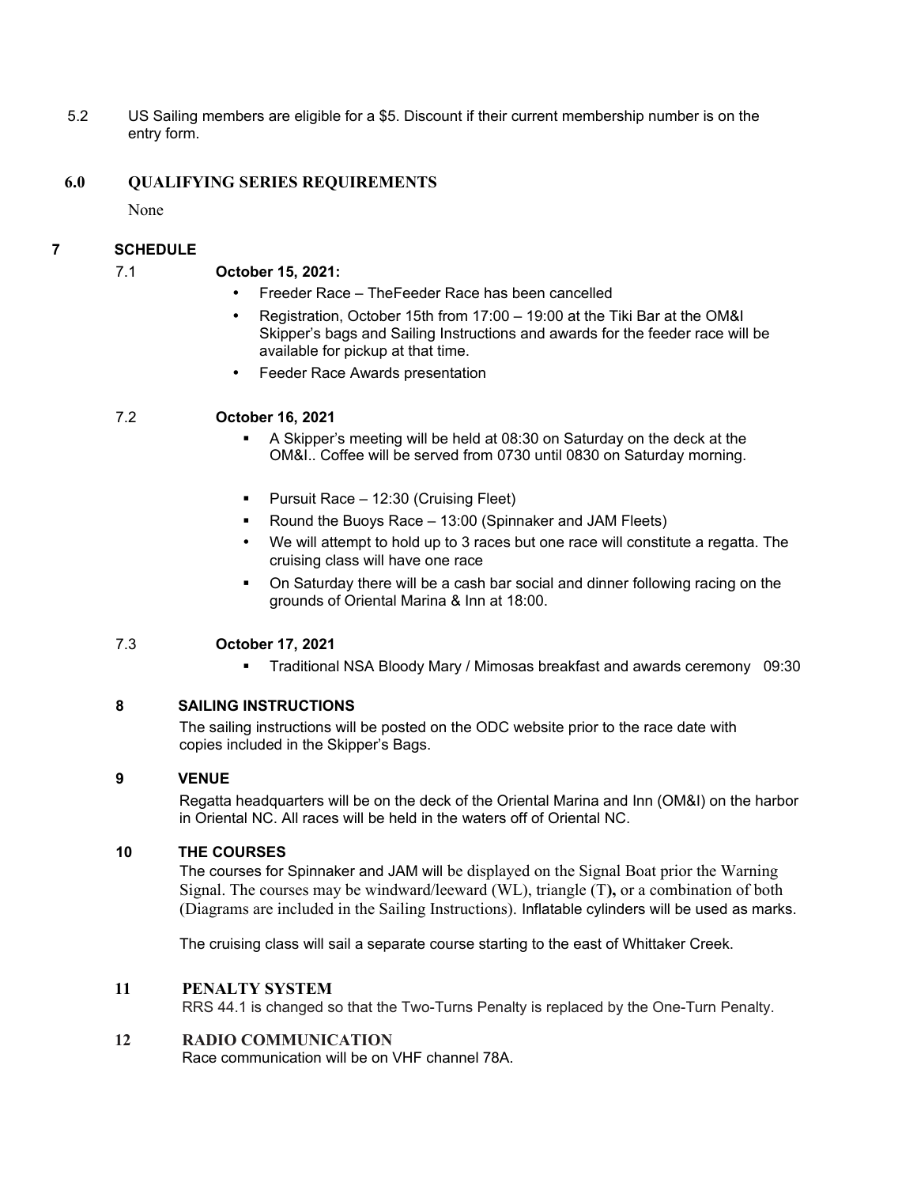5.2 US Sailing members are eligible for a $5. Discount if their current membership number is on the entry form.

## 6.0 QUALIFYING SERIES REQUIREMENTS

None

## 7 SCHEDULE

7.1 **October 15, 2021:**

- Freeder Race – TheFeeder Race has been cancelled
- Registration, October 15th from 17:00 – 19:00 at the Tiki Bar at the OM&I Skipper's bags and Sailing Instructions and awards for the feeder race will be available for pickup at that time.
- Feeder Race Awards presentation

7.2 **October 16, 2021**

- A Skipper's meeting will be held at 08:30 on Saturday on the deck at the OM&I.. Coffee will be served from 0730 until 0830 on Saturday morning.
- Pursuit Race – 12:30 (Cruising Fleet)
- Round the Buoys Race – 13:00 (Spinnaker and JAM Fleets)
- We will attempt to hold up to 3 races but one race will constitute a regatta. The cruising class will have one race
- On Saturday there will be a cash bar social and dinner following racing on the grounds of Oriental Marina & Inn at 18:00.

7.3 **October 17, 2021**

- Traditional NSA Bloody Mary / Mimosas breakfast and awards ceremony 09:30

## 8 SAILING INSTRUCTIONS

The sailing instructions will be posted on the ODC website prior to the race date with copies included in the Skipper's Bags.

## 9 VENUE

Regatta headquarters will be on the deck of the Oriental Marina and Inn (OM&I) on the harbor in Oriental NC. All races will be held in the waters off of Oriental NC.

## 10 THE COURSES

The courses for Spinnaker and JAM will be displayed on the Signal Boat prior the Warning Signal. The courses may be windward/leeward (WL), triangle (T**),** or a combination of both (Diagrams are included in the Sailing Instructions). Inflatable cylinders will be used as marks.

The cruising class will sail a separate course starting to the east of Whittaker Creek.

## 11 PENALTY SYSTEM

RRS 44.1 is changed so that the Two-Turns Penalty is replaced by the One-Turn Penalty.

## 12 RADIO COMMUNICATION

Race communication will be on VHF channel 78A.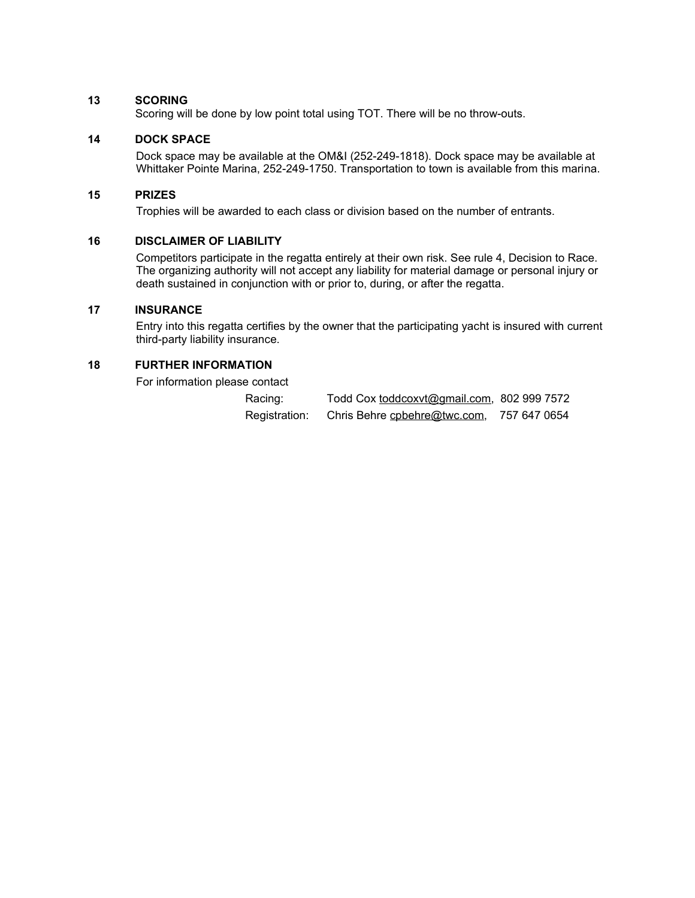## 13 SCORING

Scoring will be done by low point total using TOT. There will be no throw-outs.

## 14 DOCK SPACE

Dock space may be available at the OM&I (252-249-1818). Dock space may be available at Whittaker Pointe Marina, 252-249-1750. Transportation to town is available from this marina.

## 15 PRIZES

Trophies will be awarded to each class or division based on the number of entrants.

## 16 DISCLAIMER OF LIABILITY

Competitors participate in the regatta entirely at their own risk. See rule 4, Decision to Race. The organizing authority will not accept any liability for material damage or personal injury or death sustained in conjunction with or prior to, during, or after the regatta.

## 17 INSURANCE

Entry into this regatta certifies by the owner that the participating yacht is insured with current third-party liability insurance.

## 18 FURTHER INFORMATION

For information please contact

Racing: Todd Cox toddcoxvt@gmail.com, 802 999 7572

Registration: Chris Behre cpbehre@twc.com, 757 647 0654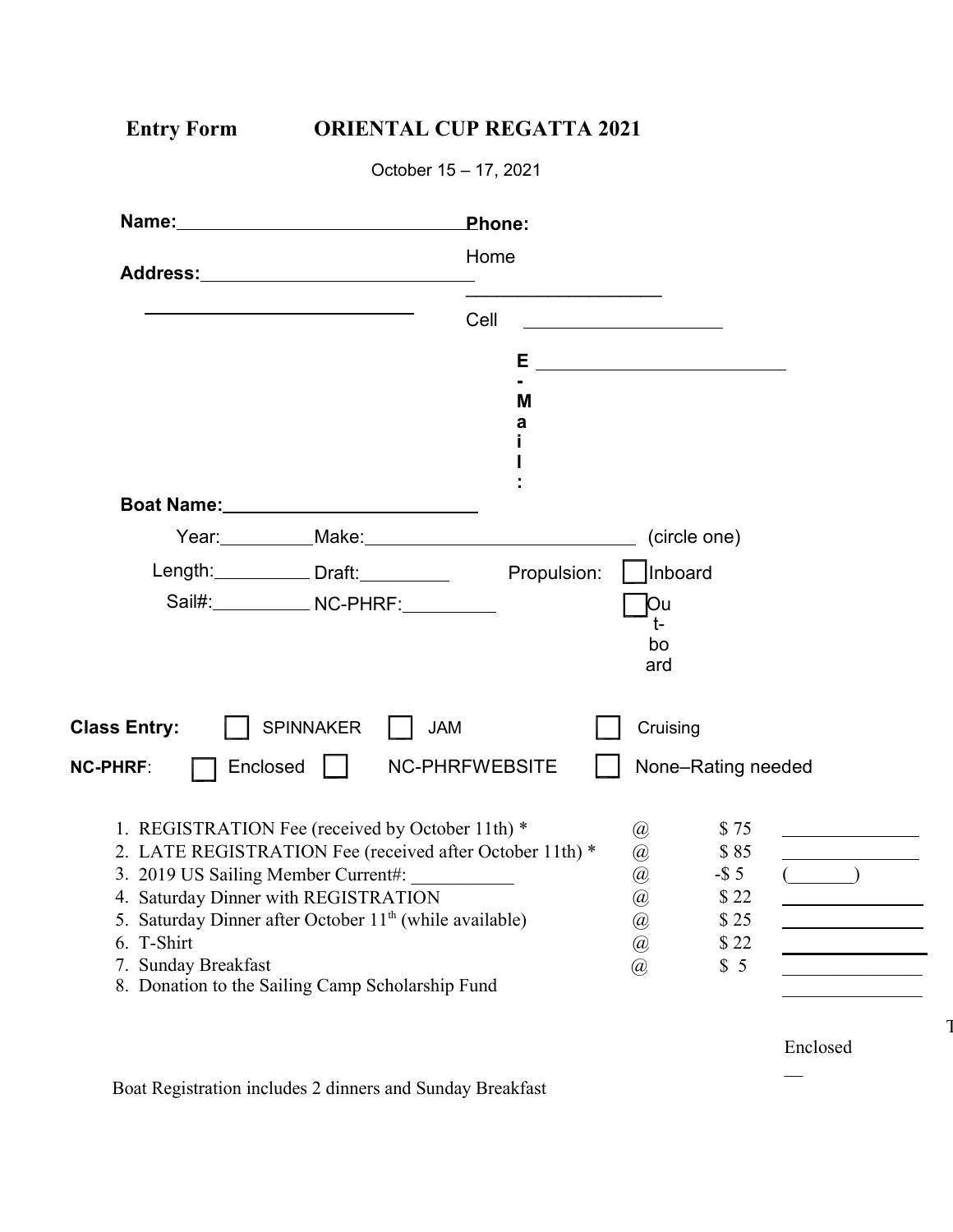**Entry Form** **ORIENTAL CUP REGATTA 2021**

October 15 – 17, 2021

**Name:** ______________________________ **Phone:**

Home ____________________

**Address:** ____________________________

____________________________

Cell ____________________

**E-Mail:** __________________________

**Boat Name:** __________________________

Year: __________ Make: ____________________________ (circle one)

Length: __________ Draft: __________ Propulsion: ☐ Inboard

Sail#: __________ NC-PHRF: __________ ☐ Outboard

**Class Entry:** ☐ SPINNAKER ☐ JAM ☐ Cruising

**NC-PHRF**: ☐ Enclosed ☐ NC-PHRFWEBSITE ☐ None–Rating needed

| Item | | Price | Amount |
|---|---|---|---|
| 1. REGISTRATION Fee (received by October 11th) * | @ | $ 75 | ________ |
| 2. LATE REGISTRATION Fee (received after October 11th) * | @ | $ 85 | ________ |
| 3. 2019 US Sailing Member Current#: ___________ | @ | -$ 5 | (_______) |
| 4. Saturday Dinner with REGISTRATION | @ | $ 22 | ________ |
| 5. Saturday Dinner after October 11th (while available) | @ | $ 25 | ________ |
| 6. T-Shirt | @ | $ 22 | ________ |
| 7. Sunday Breakfast | @ | $ 5 | ________ |
| 8. Donation to the Sailing Camp Scholarship Fund | | | ________ |

T

Enclosed __

Boat Registration includes 2 dinners and Sunday Breakfast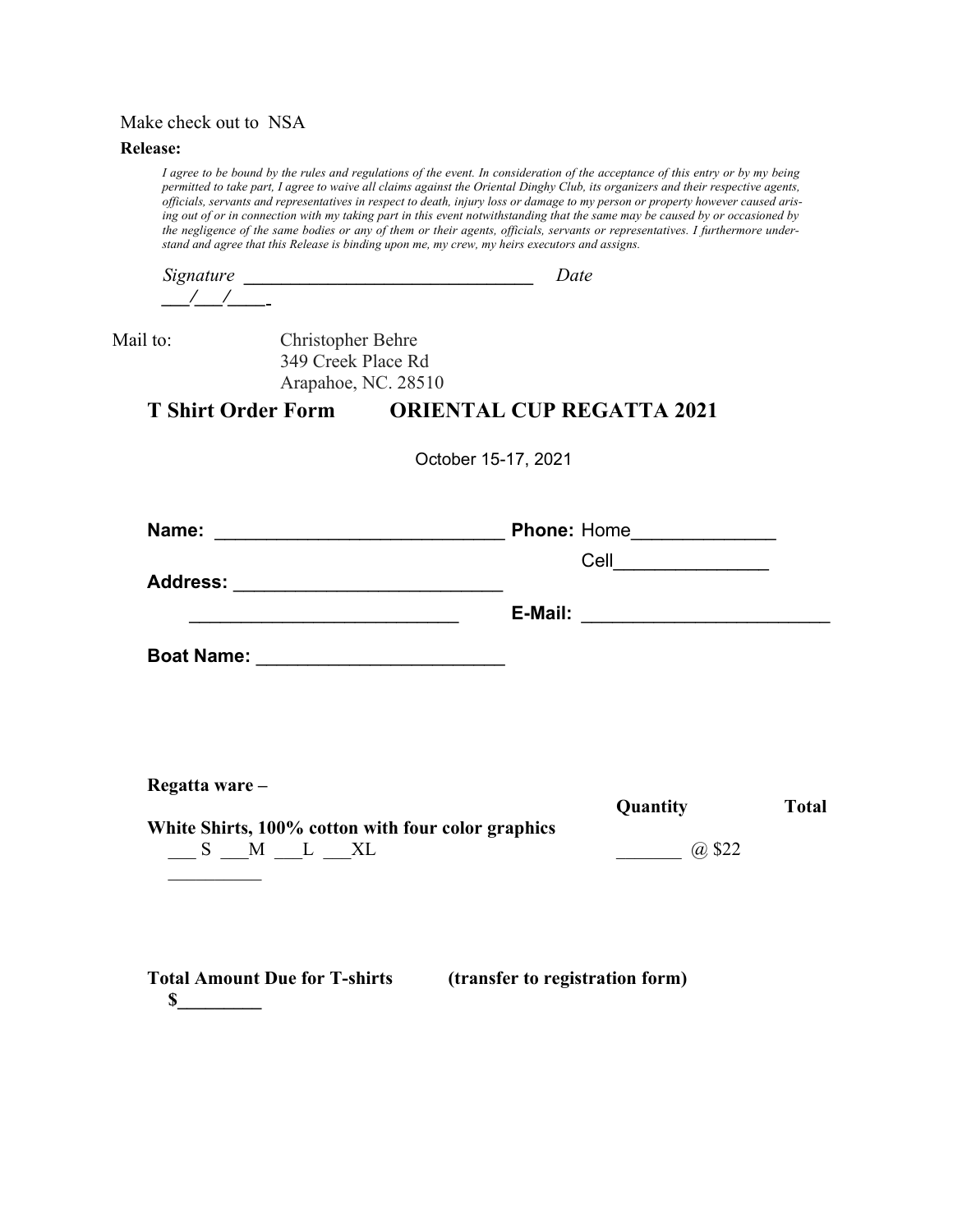Make check out to NSA

**Release:**

*I agree to be bound by the rules and regulations of the event. In consideration of the acceptance of this entry or by my being permitted to take part, I agree to waive all claims against the Oriental Dinghy Club, its organizers and their respective agents, officials, servants and representatives in respect to death, injury loss or damage to my person or property however caused arising out of or in connection with my taking part in this event notwithstanding that the same may be caused by or occasioned by the negligence of the same bodies or any of them or their agents, officials, servants or representatives. I furthermore understand and agree that this Release is binding upon me, my crew, my heirs executors and assigns.*

*Signature* ______________________________ *Date* ___/___/____

Mail to: Christopher Behre
349 Creek Place Rd
Arapahoe, NC. 28510

## T Shirt Order Form ORIENTAL CUP REGATTA 2021

October 15-17, 2021

**Name:** ____________________________ **Phone:** Home______________

Cell_______________

**Address:** ___________________________

___________________________ **E-Mail:** _________________________

**Boat Name:** _________________________

**Regatta ware –**

| | **Quantity** | **Total** |
|---|---|---|
| **White Shirts, 100% cotton with four color graphics** | | |
| ___ S ___M ___L ___XL | _______ @ $22 | __________ |

**Total Amount Due for T-shirts** **(transfer to registration form)** **$_________**